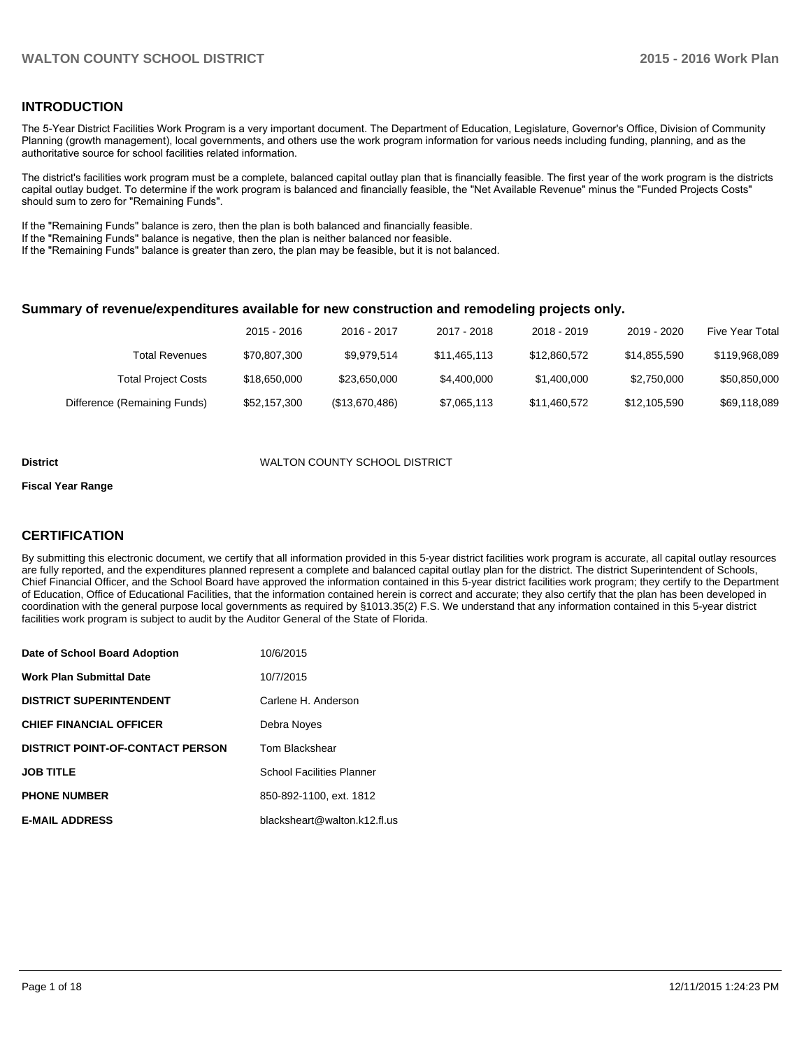## INTRODUCTION

The 5-Year District Facilities Work Program is a very important document. The Department of Education, Legislature, Governor's Office, Division of Community Planning (growth management), local governments, and others use the work program information for various needs including funding, planning, and as the authoritative source for school facilities related information.

The district's facilities work program must be a complete, balanced capital outlay plan that is financially feasible. The first year of the work program is the districts capital outlay budget. To determine if the work program is balanced and financially feasible, the "Net Available Revenue" minus the "Funded Projects Costs" should sum to zero for "Remaining Funds".

If the "Remaining Funds" balance is zero, then the plan is both balanced and financially feasible.
If the "Remaining Funds" balance is negative, then the plan is neither balanced nor feasible.
If the "Remaining Funds" balance is greater than zero, the plan may be feasible, but it is not balanced.

### Summary of revenue/expenditures available for new construction and remodeling projects only.

| | 2015 - 2016 | 2016 - 2017 | 2017 - 2018 | 2018 - 2019 | 2019 - 2020 | Five Year Total |
|---|---|---|---|---|---|---|
| Total Revenues | $70,807,300 | $9,979,514 | $11,465,113 | $12,860,572 | $14,855,590 | $119,968,089 |
| Total Project Costs | $18,650,000 | $23,650,000 | $4,400,000 | $1,400,000 | $2,750,000 | $50,850,000 |
| Difference (Remaining Funds) | $52,157,300 | ($13,670,486) | $7,065,113 | $11,460,572 | $12,105,590 | $69,118,089 |

**District** WALTON COUNTY SCHOOL DISTRICT

**Fiscal Year Range**

## CERTIFICATION

By submitting this electronic document, we certify that all information provided in this 5-year district facilities work program is accurate, all capital outlay resources are fully reported, and the expenditures planned represent a complete and balanced capital outlay plan for the district. The district Superintendent of Schools, Chief Financial Officer, and the School Board have approved the information contained in this 5-year district facilities work program; they certify to the Department of Education, Office of Educational Facilities, that the information contained herein is correct and accurate; they also certify that the plan has been developed in coordination with the general purpose local governments as required by §1013.35(2) F.S. We understand that any information contained in this 5-year district facilities work program is subject to audit by the Auditor General of the State of Florida.

| | |
|---|---|
| **Date of School Board Adoption** | 10/6/2015 |
| **Work Plan Submittal Date** | 10/7/2015 |
| **DISTRICT SUPERINTENDENT** | Carlene H. Anderson |
| **CHIEF FINANCIAL OFFICER** | Debra Noyes |
| **DISTRICT POINT-OF-CONTACT PERSON** | Tom Blackshear |
| **JOB TITLE** | School Facilities Planner |
| **PHONE NUMBER** | 850-892-1100, ext. 1812 |
| **E-MAIL ADDRESS** | blacksheart@walton.k12.fl.us |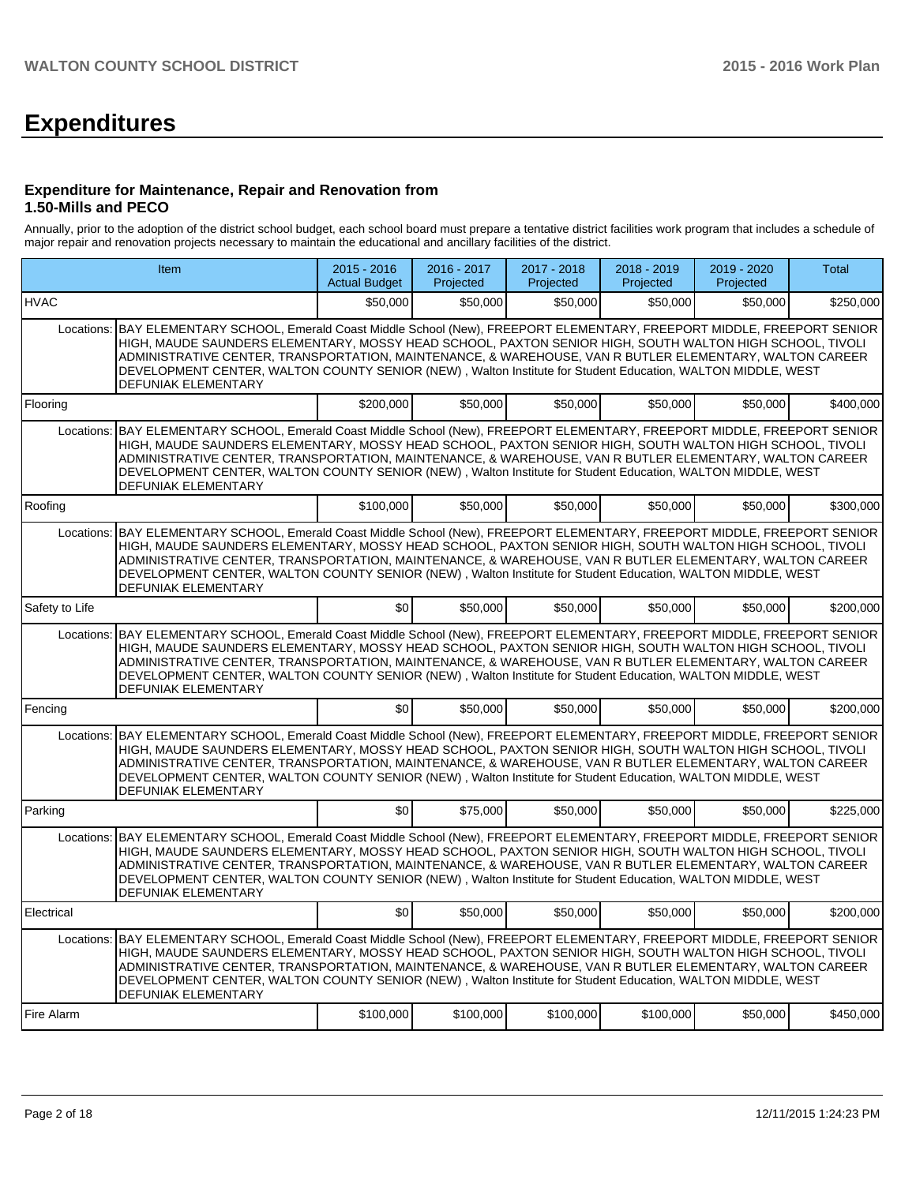# Expenditures

### Expenditure for Maintenance, Repair and Renovation from 1.50-Mills and PECO

Annually, prior to the adoption of the district school budget, each school board must prepare a tentative district facilities work program that includes a schedule of major repair and renovation projects necessary to maintain the educational and ancillary facilities of the district.

| Item | | 2015 - 2016 Actual Budget | 2016 - 2017 Projected | 2017 - 2018 Projected | 2018 - 2019 Projected | 2019 - 2020 Projected | Total |
|---|---|---|---|---|---|---|---|
| HVAC | | $50,000 | $50,000 | $50,000 | $50,000 | $50,000 | $250,000 |
| Locations: | BAY ELEMENTARY SCHOOL, Emerald Coast Middle School (New), FREEPORT ELEMENTARY, FREEPORT MIDDLE, FREEPORT SENIOR HIGH, MAUDE SAUNDERS ELEMENTARY, MOSSY HEAD SCHOOL, PAXTON SENIOR HIGH, SOUTH WALTON HIGH SCHOOL, TIVOLI ADMINISTRATIVE CENTER, TRANSPORTATION, MAINTENANCE, & WAREHOUSE, VAN R BUTLER ELEMENTARY, WALTON CAREER DEVELOPMENT CENTER, WALTON COUNTY SENIOR (NEW) , Walton Institute for Student Education, WALTON MIDDLE, WEST DEFUNIAK ELEMENTARY | | | | | | |
| Flooring | | $200,000 | $50,000 | $50,000 | $50,000 | $50,000 | $400,000 |
| Locations: | BAY ELEMENTARY SCHOOL, Emerald Coast Middle School (New), FREEPORT ELEMENTARY, FREEPORT MIDDLE, FREEPORT SENIOR HIGH, MAUDE SAUNDERS ELEMENTARY, MOSSY HEAD SCHOOL, PAXTON SENIOR HIGH, SOUTH WALTON HIGH SCHOOL, TIVOLI ADMINISTRATIVE CENTER, TRANSPORTATION, MAINTENANCE, & WAREHOUSE, VAN R BUTLER ELEMENTARY, WALTON CAREER DEVELOPMENT CENTER, WALTON COUNTY SENIOR (NEW) , Walton Institute for Student Education, WALTON MIDDLE, WEST DEFUNIAK ELEMENTARY | | | | | | |
| Roofing | | $100,000 | $50,000 | $50,000 | $50,000 | $50,000 | $300,000 |
| Locations: | BAY ELEMENTARY SCHOOL, Emerald Coast Middle School (New), FREEPORT ELEMENTARY, FREEPORT MIDDLE, FREEPORT SENIOR HIGH, MAUDE SAUNDERS ELEMENTARY, MOSSY HEAD SCHOOL, PAXTON SENIOR HIGH, SOUTH WALTON HIGH SCHOOL, TIVOLI ADMINISTRATIVE CENTER, TRANSPORTATION, MAINTENANCE, & WAREHOUSE, VAN R BUTLER ELEMENTARY, WALTON CAREER DEVELOPMENT CENTER, WALTON COUNTY SENIOR (NEW) , Walton Institute for Student Education, WALTON MIDDLE, WEST DEFUNIAK ELEMENTARY | | | | | | |
| Safety to Life | | $0 | $50,000 | $50,000 | $50,000 | $50,000 | $200,000 |
| Locations: | BAY ELEMENTARY SCHOOL, Emerald Coast Middle School (New), FREEPORT ELEMENTARY, FREEPORT MIDDLE, FREEPORT SENIOR HIGH, MAUDE SAUNDERS ELEMENTARY, MOSSY HEAD SCHOOL, PAXTON SENIOR HIGH, SOUTH WALTON HIGH SCHOOL, TIVOLI ADMINISTRATIVE CENTER, TRANSPORTATION, MAINTENANCE, & WAREHOUSE, VAN R BUTLER ELEMENTARY, WALTON CAREER DEVELOPMENT CENTER, WALTON COUNTY SENIOR (NEW) , Walton Institute for Student Education, WALTON MIDDLE, WEST DEFUNIAK ELEMENTARY | | | | | | |
| Fencing | | $0 | $50,000 | $50,000 | $50,000 | $50,000 | $200,000 |
| Locations: | BAY ELEMENTARY SCHOOL, Emerald Coast Middle School (New), FREEPORT ELEMENTARY, FREEPORT MIDDLE, FREEPORT SENIOR HIGH, MAUDE SAUNDERS ELEMENTARY, MOSSY HEAD SCHOOL, PAXTON SENIOR HIGH, SOUTH WALTON HIGH SCHOOL, TIVOLI ADMINISTRATIVE CENTER, TRANSPORTATION, MAINTENANCE, & WAREHOUSE, VAN R BUTLER ELEMENTARY, WALTON CAREER DEVELOPMENT CENTER, WALTON COUNTY SENIOR (NEW) , Walton Institute for Student Education, WALTON MIDDLE, WEST DEFUNIAK ELEMENTARY | | | | | | |
| Parking | | $0 | $75,000 | $50,000 | $50,000 | $50,000 | $225,000 |
| Locations: | BAY ELEMENTARY SCHOOL, Emerald Coast Middle School (New), FREEPORT ELEMENTARY, FREEPORT MIDDLE, FREEPORT SENIOR HIGH, MAUDE SAUNDERS ELEMENTARY, MOSSY HEAD SCHOOL, PAXTON SENIOR HIGH, SOUTH WALTON HIGH SCHOOL, TIVOLI ADMINISTRATIVE CENTER, TRANSPORTATION, MAINTENANCE, & WAREHOUSE, VAN R BUTLER ELEMENTARY, WALTON CAREER DEVELOPMENT CENTER, WALTON COUNTY SENIOR (NEW) , Walton Institute for Student Education, WALTON MIDDLE, WEST DEFUNIAK ELEMENTARY | | | | | | |
| Electrical | | $0 | $50,000 | $50,000 | $50,000 | $50,000 | $200,000 |
| Locations: | BAY ELEMENTARY SCHOOL, Emerald Coast Middle School (New), FREEPORT ELEMENTARY, FREEPORT MIDDLE, FREEPORT SENIOR HIGH, MAUDE SAUNDERS ELEMENTARY, MOSSY HEAD SCHOOL, PAXTON SENIOR HIGH, SOUTH WALTON HIGH SCHOOL, TIVOLI ADMINISTRATIVE CENTER, TRANSPORTATION, MAINTENANCE, & WAREHOUSE, VAN R BUTLER ELEMENTARY, WALTON CAREER DEVELOPMENT CENTER, WALTON COUNTY SENIOR (NEW) , Walton Institute for Student Education, WALTON MIDDLE, WEST DEFUNIAK ELEMENTARY | | | | | | |
| Fire Alarm | | $100,000 | $100,000 | $100,000 | $100,000 | $50,000 | $450,000 |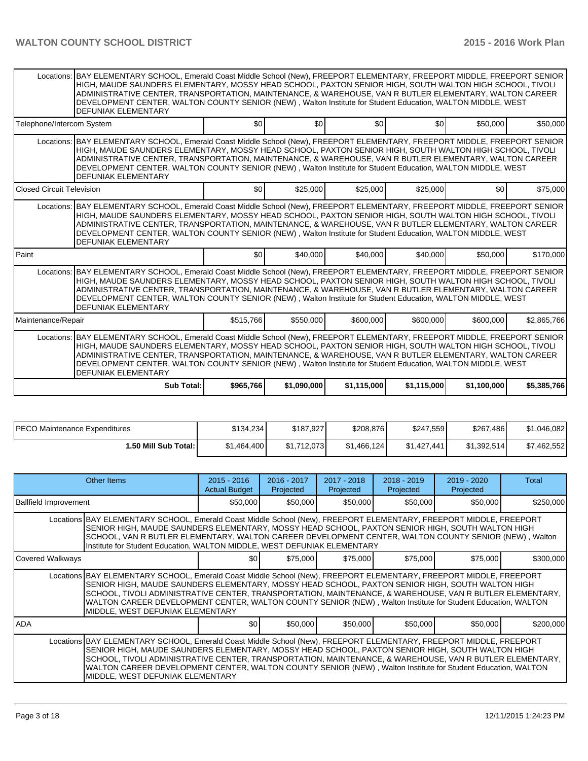| | | | | | | |
|---|---|---|---|---|---|---|
| Locations: BAY ELEMENTARY SCHOOL, Emerald Coast Middle School (New), FREEPORT ELEMENTARY, FREEPORT MIDDLE, FREEPORT SENIOR HIGH, MAUDE SAUNDERS ELEMENTARY, MOSSY HEAD SCHOOL, PAXTON SENIOR HIGH, SOUTH WALTON HIGH SCHOOL, TIVOLI ADMINISTRATIVE CENTER, TRANSPORTATION, MAINTENANCE, & WAREHOUSE, VAN R BUTLER ELEMENTARY, WALTON CAREER DEVELOPMENT CENTER, WALTON COUNTY SENIOR (NEW) , Walton Institute for Student Education, WALTON MIDDLE, WEST DEFUNIAK ELEMENTARY | | | | | | |
| Telephone/Intercom System | $0 | $0 | $0 | $0 | $50,000 | $50,000 |
| Locations: BAY ELEMENTARY SCHOOL, Emerald Coast Middle School (New), FREEPORT ELEMENTARY, FREEPORT MIDDLE, FREEPORT SENIOR HIGH, MAUDE SAUNDERS ELEMENTARY, MOSSY HEAD SCHOOL, PAXTON SENIOR HIGH, SOUTH WALTON HIGH SCHOOL, TIVOLI ADMINISTRATIVE CENTER, TRANSPORTATION, MAINTENANCE, & WAREHOUSE, VAN R BUTLER ELEMENTARY, WALTON CAREER DEVELOPMENT CENTER, WALTON COUNTY SENIOR (NEW) , Walton Institute for Student Education, WALTON MIDDLE, WEST DEFUNIAK ELEMENTARY | | | | | | |
| Closed Circuit Television | $0 | $25,000 | $25,000 | $25,000 | $0 | $75,000 |
| Locations: BAY ELEMENTARY SCHOOL, Emerald Coast Middle School (New), FREEPORT ELEMENTARY, FREEPORT MIDDLE, FREEPORT SENIOR HIGH, MAUDE SAUNDERS ELEMENTARY, MOSSY HEAD SCHOOL, PAXTON SENIOR HIGH, SOUTH WALTON HIGH SCHOOL, TIVOLI ADMINISTRATIVE CENTER, TRANSPORTATION, MAINTENANCE, & WAREHOUSE, VAN R BUTLER ELEMENTARY, WALTON CAREER DEVELOPMENT CENTER, WALTON COUNTY SENIOR (NEW) , Walton Institute for Student Education, WALTON MIDDLE, WEST DEFUNIAK ELEMENTARY | | | | | | |
| Paint | $0 | $40,000 | $40,000 | $40,000 | $50,000 | $170,000 |
| Locations: BAY ELEMENTARY SCHOOL, Emerald Coast Middle School (New), FREEPORT ELEMENTARY, FREEPORT MIDDLE, FREEPORT SENIOR HIGH, MAUDE SAUNDERS ELEMENTARY, MOSSY HEAD SCHOOL, PAXTON SENIOR HIGH, SOUTH WALTON HIGH SCHOOL, TIVOLI ADMINISTRATIVE CENTER, TRANSPORTATION, MAINTENANCE, & WAREHOUSE, VAN R BUTLER ELEMENTARY, WALTON CAREER DEVELOPMENT CENTER, WALTON COUNTY SENIOR (NEW) , Walton Institute for Student Education, WALTON MIDDLE, WEST DEFUNIAK ELEMENTARY | | | | | | |
| Maintenance/Repair | $515,766 | $550,000 | $600,000 | $600,000 | $600,000 | $2,865,766 |
| Locations: BAY ELEMENTARY SCHOOL, Emerald Coast Middle School (New), FREEPORT ELEMENTARY, FREEPORT MIDDLE, FREEPORT SENIOR HIGH, MAUDE SAUNDERS ELEMENTARY, MOSSY HEAD SCHOOL, PAXTON SENIOR HIGH, SOUTH WALTON HIGH SCHOOL, TIVOLI ADMINISTRATIVE CENTER, TRANSPORTATION, MAINTENANCE, & WAREHOUSE, VAN R BUTLER ELEMENTARY, WALTON CAREER DEVELOPMENT CENTER, WALTON COUNTY SENIOR (NEW) , Walton Institute for Student Education, WALTON MIDDLE, WEST DEFUNIAK ELEMENTARY | | | | | | |
| **Sub Total:** | **$965,766** | **$1,090,000** | **$1,115,000** | **$1,115,000** | **$1,100,000** | **$5,385,766** |

| | | | | | | |
|---|---|---|---|---|---|---|
| PECO Maintenance Expenditures | $134,234 | $187,927 | $208,876 | $247,559 | $267,486 | $1,046,082 |
| **1.50 Mill Sub Total:** | $1,464,400 | $1,712,073 | $1,466,124 | $1,427,441 | $1,392,514 | $7,462,552 |

| Other Items | 2015 - 2016 Actual Budget | 2016 - 2017 Projected | 2017 - 2018 Projected | 2018 - 2019 Projected | 2019 - 2020 Projected | Total |
|---|---|---|---|---|---|---|
| Ballfield Improvement | $50,000 | $50,000 | $50,000 | $50,000 | $50,000 | $250,000 |
| Locations BAY ELEMENTARY SCHOOL, Emerald Coast Middle School (New), FREEPORT ELEMENTARY, FREEPORT MIDDLE, FREEPORT SENIOR HIGH, MAUDE SAUNDERS ELEMENTARY, MOSSY HEAD SCHOOL, PAXTON SENIOR HIGH, SOUTH WALTON HIGH SCHOOL, VAN R BUTLER ELEMENTARY, WALTON CAREER DEVELOPMENT CENTER, WALTON COUNTY SENIOR (NEW) , Walton Institute for Student Education, WALTON MIDDLE, WEST DEFUNIAK ELEMENTARY | | | | | | |
| Covered Walkways | $0 | $75,000 | $75,000 | $75,000 | $75,000 | $300,000 |
| Locations BAY ELEMENTARY SCHOOL, Emerald Coast Middle School (New), FREEPORT ELEMENTARY, FREEPORT MIDDLE, FREEPORT SENIOR HIGH, MAUDE SAUNDERS ELEMENTARY, MOSSY HEAD SCHOOL, PAXTON SENIOR HIGH, SOUTH WALTON HIGH SCHOOL, TIVOLI ADMINISTRATIVE CENTER, TRANSPORTATION, MAINTENANCE, & WAREHOUSE, VAN R BUTLER ELEMENTARY, WALTON CAREER DEVELOPMENT CENTER, WALTON COUNTY SENIOR (NEW) , Walton Institute for Student Education, WALTON MIDDLE, WEST DEFUNIAK ELEMENTARY | | | | | | |
| ADA | $0 | $50,000 | $50,000 | $50,000 | $50,000 | $200,000 |
| Locations BAY ELEMENTARY SCHOOL, Emerald Coast Middle School (New), FREEPORT ELEMENTARY, FREEPORT MIDDLE, FREEPORT SENIOR HIGH, MAUDE SAUNDERS ELEMENTARY, MOSSY HEAD SCHOOL, PAXTON SENIOR HIGH, SOUTH WALTON HIGH SCHOOL, TIVOLI ADMINISTRATIVE CENTER, TRANSPORTATION, MAINTENANCE, & WAREHOUSE, VAN R BUTLER ELEMENTARY, WALTON CAREER DEVELOPMENT CENTER, WALTON COUNTY SENIOR (NEW) , Walton Institute for Student Education, WALTON MIDDLE, WEST DEFUNIAK ELEMENTARY | | | | | | |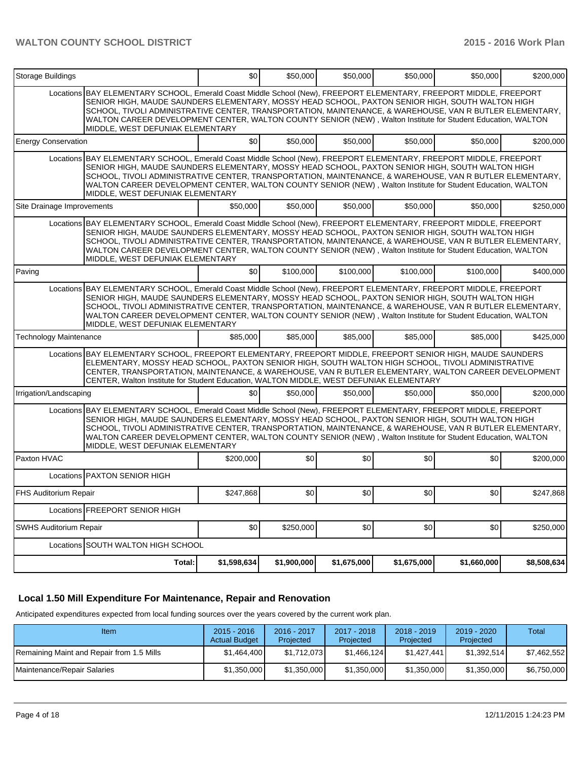| Storage Buildings | | $0 | $50,000 | $50,000 | $50,000 | $50,000 | $200,000 |
|---|---|---|---|---|---|---|---|
| | Locations | BAY ELEMENTARY SCHOOL, Emerald Coast Middle School (New), FREEPORT ELEMENTARY, FREEPORT MIDDLE, FREEPORT SENIOR HIGH, MAUDE SAUNDERS ELEMENTARY, MOSSY HEAD SCHOOL, PAXTON SENIOR HIGH, SOUTH WALTON HIGH SCHOOL, TIVOLI ADMINISTRATIVE CENTER, TRANSPORTATION, MAINTENANCE, & WAREHOUSE, VAN R BUTLER ELEMENTARY, WALTON CAREER DEVELOPMENT CENTER, WALTON COUNTY SENIOR (NEW) , Walton Institute for Student Education, WALTON MIDDLE, WEST DEFUNIAK ELEMENTARY | | | | | |
| Energy Conservation | | $0 | $50,000 | $50,000 | $50,000 | $50,000 | $200,000 |
| | Locations | BAY ELEMENTARY SCHOOL, Emerald Coast Middle School (New), FREEPORT ELEMENTARY, FREEPORT MIDDLE, FREEPORT SENIOR HIGH, MAUDE SAUNDERS ELEMENTARY, MOSSY HEAD SCHOOL, PAXTON SENIOR HIGH, SOUTH WALTON HIGH SCHOOL, TIVOLI ADMINISTRATIVE CENTER, TRANSPORTATION, MAINTENANCE, & WAREHOUSE, VAN R BUTLER ELEMENTARY, WALTON CAREER DEVELOPMENT CENTER, WALTON COUNTY SENIOR (NEW) , Walton Institute for Student Education, WALTON MIDDLE, WEST DEFUNIAK ELEMENTARY | | | | | |
| Site Drainage Improvements | | $50,000 | $50,000 | $50,000 | $50,000 | $50,000 | $250,000 |
| | Locations | BAY ELEMENTARY SCHOOL, Emerald Coast Middle School (New), FREEPORT ELEMENTARY, FREEPORT MIDDLE, FREEPORT SENIOR HIGH, MAUDE SAUNDERS ELEMENTARY, MOSSY HEAD SCHOOL, PAXTON SENIOR HIGH, SOUTH WALTON HIGH SCHOOL, TIVOLI ADMINISTRATIVE CENTER, TRANSPORTATION, MAINTENANCE, & WAREHOUSE, VAN R BUTLER ELEMENTARY, WALTON CAREER DEVELOPMENT CENTER, WALTON COUNTY SENIOR (NEW) , Walton Institute for Student Education, WALTON MIDDLE, WEST DEFUNIAK ELEMENTARY | | | | | |
| Paving | | $0 | $100,000 | $100,000 | $100,000 | $100,000 | $400,000 |
| | Locations | BAY ELEMENTARY SCHOOL, Emerald Coast Middle School (New), FREEPORT ELEMENTARY, FREEPORT MIDDLE, FREEPORT SENIOR HIGH, MAUDE SAUNDERS ELEMENTARY, MOSSY HEAD SCHOOL, PAXTON SENIOR HIGH, SOUTH WALTON HIGH SCHOOL, TIVOLI ADMINISTRATIVE CENTER, TRANSPORTATION, MAINTENANCE, & WAREHOUSE, VAN R BUTLER ELEMENTARY, WALTON CAREER DEVELOPMENT CENTER, WALTON COUNTY SENIOR (NEW) , Walton Institute for Student Education, WALTON MIDDLE, WEST DEFUNIAK ELEMENTARY | | | | | |
| Technology Maintenance | | $85,000 | $85,000 | $85,000 | $85,000 | $85,000 | $425,000 |
| | Locations | BAY ELEMENTARY SCHOOL, FREEPORT ELEMENTARY, FREEPORT MIDDLE, FREEPORT SENIOR HIGH, MAUDE SAUNDERS ELEMENTARY, MOSSY HEAD SCHOOL, PAXTON SENIOR HIGH, SOUTH WALTON HIGH SCHOOL, TIVOLI ADMINISTRATIVE CENTER, TRANSPORTATION, MAINTENANCE, & WAREHOUSE, VAN R BUTLER ELEMENTARY, WALTON CAREER DEVELOPMENT CENTER, Walton Institute for Student Education, WALTON MIDDLE, WEST DEFUNIAK ELEMENTARY | | | | | |
| Irrigation/Landscaping | | $0 | $50,000 | $50,000 | $50,000 | $50,000 | $200,000 |
| | Locations | BAY ELEMENTARY SCHOOL, Emerald Coast Middle School (New), FREEPORT ELEMENTARY, FREEPORT MIDDLE, FREEPORT SENIOR HIGH, MAUDE SAUNDERS ELEMENTARY, MOSSY HEAD SCHOOL, PAXTON SENIOR HIGH, SOUTH WALTON HIGH SCHOOL, TIVOLI ADMINISTRATIVE CENTER, TRANSPORTATION, MAINTENANCE, & WAREHOUSE, VAN R BUTLER ELEMENTARY, WALTON CAREER DEVELOPMENT CENTER, WALTON COUNTY SENIOR (NEW) , Walton Institute for Student Education, WALTON MIDDLE, WEST DEFUNIAK ELEMENTARY | | | | | |
| Paxton HVAC | | $200,000 | $0 | $0 | $0 | $0 | $200,000 |
| | Locations | PAXTON SENIOR HIGH | | | | | |
| FHS Auditorium Repair | | $247,868 | $0 | $0 | $0 | $0 | $247,868 |
| | Locations | FREEPORT SENIOR HIGH | | | | | |
| SWHS Auditorium Repair | | $0 | $250,000 | $0 | $0 | $0 | $250,000 |
| | Locations | SOUTH WALTON HIGH SCHOOL | | | | | |
| | Total: | $1,598,634 | $1,900,000 | $1,675,000 | $1,675,000 | $1,660,000 | $8,508,634 |

## Local 1.50 Mill Expenditure For Maintenance, Repair and Renovation

Anticipated expenditures expected from local funding sources over the years covered by the current work plan.

| Item | 2015 - 2016 Actual Budget | 2016 - 2017 Projected | 2017 - 2018 Projected | 2018 - 2019 Projected | 2019 - 2020 Projected | Total |
|---|---|---|---|---|---|---|
| Remaining Maint and Repair from 1.5 Mills | $1,464,400 | $1,712,073 | $1,466,124 | $1,427,441 | $1,392,514 | $7,462,552 |
| Maintenance/Repair Salaries | $1,350,000 | $1,350,000 | $1,350,000 | $1,350,000 | $1,350,000 | $6,750,000 |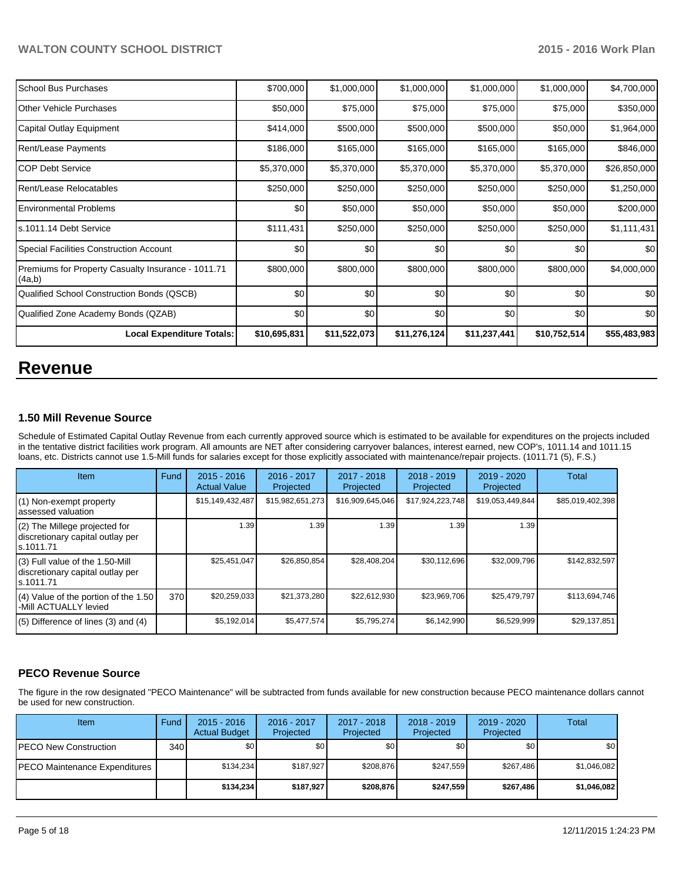| | | | | | | |
|---|---|---|---|---|---|---|
| School Bus Purchases | $700,000 | $1,000,000 | $1,000,000 | $1,000,000 | $1,000,000 | $4,700,000 |
| Other Vehicle Purchases | $50,000 | $75,000 | $75,000 | $75,000 | $75,000 | $350,000 |
| Capital Outlay Equipment | $414,000 | $500,000 | $500,000 | $500,000 | $50,000 | $1,964,000 |
| Rent/Lease Payments | $186,000 | $165,000 | $165,000 | $165,000 | $165,000 | $846,000 |
| COP Debt Service | $5,370,000 | $5,370,000 | $5,370,000 | $5,370,000 | $5,370,000 | $26,850,000 |
| Rent/Lease Relocatables | $250,000 | $250,000 | $250,000 | $250,000 | $250,000 | $1,250,000 |
| Environmental Problems | $0 | $50,000 | $50,000 | $50,000 | $50,000 | $200,000 |
| s.1011.14 Debt Service | $111,431 | $250,000 | $250,000 | $250,000 | $250,000 | $1,111,431 |
| Special Facilities Construction Account | $0 | $0 | $0 | $0 | $0 | $0 |
| Premiums for Property Casualty Insurance - 1011.71 (4a,b) | $800,000 | $800,000 | $800,000 | $800,000 | $800,000 | $4,000,000 |
| Qualified School Construction Bonds (QSCB) | $0 | $0 | $0 | $0 | $0 | $0 |
| Qualified Zone Academy Bonds (QZAB) | $0 | $0 | $0 | $0 | $0 | $0 |
| **Local Expenditure Totals:** | **$10,695,831** | **$11,522,073** | **$11,276,124** | **$11,237,441** | **$10,752,514** | **$55,483,983** |

# Revenue

### 1.50 Mill Revenue Source

Schedule of Estimated Capital Outlay Revenue from each currently approved source which is estimated to be available for expenditures on the projects included in the tentative district facilities work program. All amounts are NET after considering carryover balances, interest earned, new COP's, 1011.14 and 1011.15 loans, etc. Districts cannot use 1.5-Mill funds for salaries except for those explicitly associated with maintenance/repair projects. (1011.71 (5), F.S.)

| Item | Fund | 2015 - 2016 Actual Value | 2016 - 2017 Projected | 2017 - 2018 Projected | 2018 - 2019 Projected | 2019 - 2020 Projected | Total |
|---|---|---|---|---|---|---|---|
| (1) Non-exempt property assessed valuation | | $15,149,432,487 | $15,982,651,273 | $16,909,645,046 | $17,924,223,748 | $19,053,449,844 | $85,019,402,398 |
| (2) The Millege projected for discretionary capital outlay per s.1011.71 | | 1.39 | 1.39 | 1.39 | 1.39 | 1.39 | |
| (3) Full value of the 1.50-Mill discretionary capital outlay per s.1011.71 | | $25,451,047 | $26,850,854 | $28,408,204 | $30,112,696 | $32,009,796 | $142,832,597 |
| (4) Value of the portion of the 1.50 -Mill ACTUALLY levied | 370 | $20,259,033 | $21,373,280 | $22,612,930 | $23,969,706 | $25,479,797 | $113,694,746 |
| (5) Difference of lines (3) and (4) | | $5,192,014 | $5,477,574 | $5,795,274 | $6,142,990 | $6,529,999 | $29,137,851 |

### PECO Revenue Source

The figure in the row designated "PECO Maintenance" will be subtracted from funds available for new construction because PECO maintenance dollars cannot be used for new construction.

| Item | Fund | 2015 - 2016 Actual Budget | 2016 - 2017 Projected | 2017 - 2018 Projected | 2018 - 2019 Projected | 2019 - 2020 Projected | Total |
|---|---|---|---|---|---|---|---|
| PECO New Construction | 340 | $0 | $0 | $0 | $0 | $0 | $0 |
| PECO Maintenance Expenditures | | $134,234 | $187,927 | $208,876 | $247,559 | $267,486 | $1,046,082 |
| | | **$134,234** | **$187,927** | **$208,876** | **$247,559** | **$267,486** | **$1,046,082** |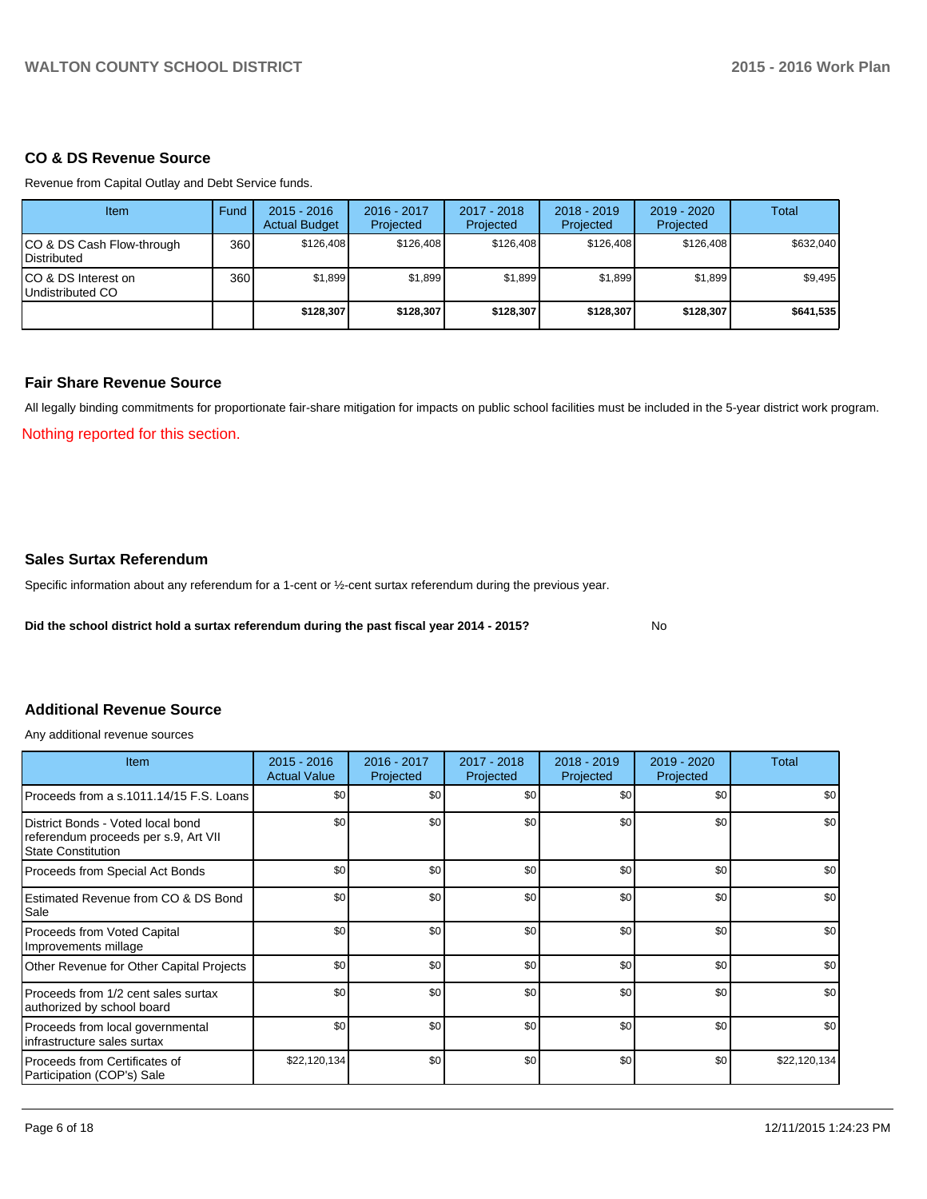## CO & DS Revenue Source

Revenue from Capital Outlay and Debt Service funds.

| Item | Fund | 2015 - 2016 Actual Budget | 2016 - 2017 Projected | 2017 - 2018 Projected | 2018 - 2019 Projected | 2019 - 2020 Projected | Total |
|---|---|---|---|---|---|---|---|
| CO & DS Cash Flow-through Distributed | 360 | $126,408 | $126,408 | $126,408 | $126,408 | $126,408 | $632,040 |
| CO & DS Interest on Undistributed CO | 360 | $1,899 | $1,899 | $1,899 | $1,899 | $1,899 | $9,495 |
| | | **$128,307** | **$128,307** | **$128,307** | **$128,307** | **$128,307** | **$641,535** |

## Fair Share Revenue Source

All legally binding commitments for proportionate fair-share mitigation for impacts on public school facilities must be included in the 5-year district work program.

Nothing reported for this section.

## Sales Surtax Referendum

Specific information about any referendum for a 1-cent or ½-cent surtax referendum during the previous year.

**Did the school district hold a surtax referendum during the past fiscal year 2014 - 2015?** No

## Additional Revenue Source

Any additional revenue sources

| Item | 2015 - 2016 Actual Value | 2016 - 2017 Projected | 2017 - 2018 Projected | 2018 - 2019 Projected | 2019 - 2020 Projected | Total |
|---|---|---|---|---|---|---|
| Proceeds from a s.1011.14/15 F.S. Loans | $0 | $0 | $0 | $0 | $0 | $0 |
| District Bonds - Voted local bond referendum proceeds per s.9, Art VII State Constitution | $0 | $0 | $0 | $0 | $0 | $0 |
| Proceeds from Special Act Bonds | $0 | $0 | $0 | $0 | $0 | $0 |
| Estimated Revenue from CO & DS Bond Sale | $0 | $0 | $0 | $0 | $0 | $0 |
| Proceeds from Voted Capital Improvements millage | $0 | $0 | $0 | $0 | $0 | $0 |
| Other Revenue for Other Capital Projects | $0 | $0 | $0 | $0 | $0 | $0 |
| Proceeds from 1/2 cent sales surtax authorized by school board | $0 | $0 | $0 | $0 | $0 | $0 |
| Proceeds from local governmental infrastructure sales surtax | $0 | $0 | $0 | $0 | $0 | $0 |
| Proceeds from Certificates of Participation (COP's) Sale | $22,120,134 | $0 | $0 | $0 | $0 | $22,120,134 |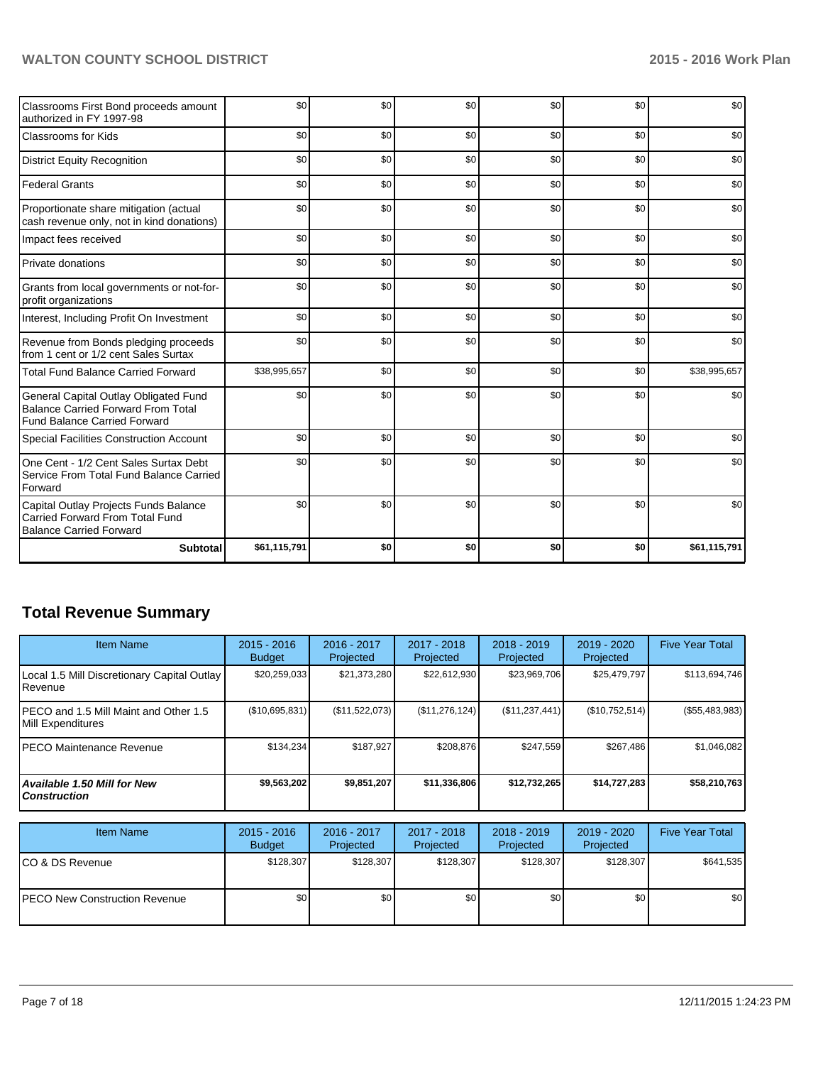| | | | | | | |
|---|---|---|---|---|---|---|
| Classrooms First Bond proceeds amount authorized in FY 1997-98 | $0 | $0 | $0 | $0 | $0 | $0 |
| Classrooms for Kids | $0 | $0 | $0 | $0 | $0 | $0 |
| District Equity Recognition | $0 | $0 | $0 | $0 | $0 | $0 |
| Federal Grants | $0 | $0 | $0 | $0 | $0 | $0 |
| Proportionate share mitigation (actual cash revenue only, not in kind donations) | $0 | $0 | $0 | $0 | $0 | $0 |
| Impact fees received | $0 | $0 | $0 | $0 | $0 | $0 |
| Private donations | $0 | $0 | $0 | $0 | $0 | $0 |
| Grants from local governments or not-for-profit organizations | $0 | $0 | $0 | $0 | $0 | $0 |
| Interest, Including Profit On Investment | $0 | $0 | $0 | $0 | $0 | $0 |
| Revenue from Bonds pledging proceeds from 1 cent or 1/2 cent Sales Surtax | $0 | $0 | $0 | $0 | $0 | $0 |
| Total Fund Balance Carried Forward | $38,995,657 | $0 | $0 | $0 | $0 | $38,995,657 |
| General Capital Outlay Obligated Fund Balance Carried Forward From Total Fund Balance Carried Forward | $0 | $0 | $0 | $0 | $0 | $0 |
| Special Facilities Construction Account | $0 | $0 | $0 | $0 | $0 | $0 |
| One Cent - 1/2 Cent Sales Surtax Debt Service From Total Fund Balance Carried Forward | $0 | $0 | $0 | $0 | $0 | $0 |
| Capital Outlay Projects Funds Balance Carried Forward From Total Fund Balance Carried Forward | $0 | $0 | $0 | $0 | $0 | $0 |
| **Subtotal** | **$61,115,791** | **$0** | **$0** | **$0** | **$0** | **$61,115,791** |

## Total Revenue Summary

| Item Name | 2015 - 2016 Budget | 2016 - 2017 Projected | 2017 - 2018 Projected | 2018 - 2019 Projected | 2019 - 2020 Projected | Five Year Total |
|---|---|---|---|---|---|---|
| Local 1.5 Mill Discretionary Capital Outlay Revenue | $20,259,033 | $21,373,280 | $22,612,930 | $23,969,706 | $25,479,797 | $113,694,746 |
| PECO and 1.5 Mill Maint and Other 1.5 Mill Expenditures | ($10,695,831) | ($11,522,073) | ($11,276,124) | ($11,237,441) | ($10,752,514) | ($55,483,983) |
| PECO Maintenance Revenue | $134,234 | $187,927 | $208,876 | $247,559 | $267,486 | $1,046,082 |
| ***Available 1.50 Mill for New Construction*** | **$9,563,202** | **$9,851,207** | **$11,336,806** | **$12,732,265** | **$14,727,283** | **$58,210,763** |

| Item Name | 2015 - 2016 Budget | 2016 - 2017 Projected | 2017 - 2018 Projected | 2018 - 2019 Projected | 2019 - 2020 Projected | Five Year Total |
|---|---|---|---|---|---|---|
| CO & DS Revenue | $128,307 | $128,307 | $128,307 | $128,307 | $128,307 | $641,535 |
| PECO New Construction Revenue | $0 | $0 | $0 | $0 | $0 | $0 |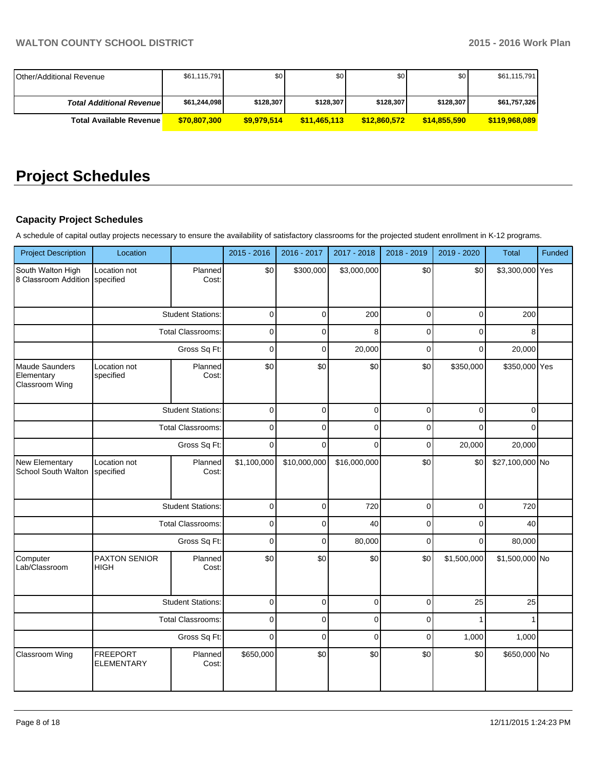| | | | | | | |
|---|---|---|---|---|---|---|
| Other/Additional Revenue | $61,115,791 | $0 | $0 | $0 | $0 | $61,115,791 |
| ***Total Additional Revenue*** | **$61,244,098** | **$128,307** | **$128,307** | **$128,307** | **$128,307** | **$61,757,326** |
| **Total Available Revenue** | **$70,807,300** | **$9,979,514** | **$11,465,113** | **$12,860,572** | **$14,855,590** | **$119,968,089** |

# Project Schedules

### Capacity Project Schedules

A schedule of capital outlay projects necessary to ensure the availability of satisfactory classrooms for the projected student enrollment in K-12 programs.

| Project Description | Location | | 2015 - 2016 | 2016 - 2017 | 2017 - 2018 | 2018 - 2019 | 2019 - 2020 | Total | Funded |
|---|---|---|---|---|---|---|---|---|---|
| South Walton High 8 Classroom Addition | Location not specified | Planned Cost: | $0 | $300,000 | $3,000,000 | $0 | $0 | $3,300,000 | Yes |
| | | Student Stations: | 0 | 0 | 200 | 0 | 0 | 200 | |
| | | Total Classrooms: | 0 | 0 | 8 | 0 | 0 | 8 | |
| | | Gross Sq Ft: | 0 | 0 | 20,000 | 0 | 0 | 20,000 | |
| Maude Saunders Elementary Classroom Wing | Location not specified | Planned Cost: | $0 | $0 | $0 | $0 | $350,000 | $350,000 | Yes |
| | | Student Stations: | 0 | 0 | 0 | 0 | 0 | 0 | |
| | | Total Classrooms: | 0 | 0 | 0 | 0 | 0 | 0 | |
| | | Gross Sq Ft: | 0 | 0 | 0 | 0 | 20,000 | 20,000 | |
| New Elementary School South Walton | Location not specified | Planned Cost: | $1,100,000 | $10,000,000 | $16,000,000 | $0 | $0 | $27,100,000 | No |
| | | Student Stations: | 0 | 0 | 720 | 0 | 0 | 720 | |
| | | Total Classrooms: | 0 | 0 | 40 | 0 | 0 | 40 | |
| | | Gross Sq Ft: | 0 | 0 | 80,000 | 0 | 0 | 80,000 | |
| Computer Lab/Classroom | PAXTON SENIOR HIGH | Planned Cost: | $0 | $0 | $0 | $0 | $1,500,000 | $1,500,000 | No |
| | | Student Stations: | 0 | 0 | 0 | 0 | 25 | 25 | |
| | | Total Classrooms: | 0 | 0 | 0 | 0 | 1 | 1 | |
| | | Gross Sq Ft: | 0 | 0 | 0 | 0 | 1,000 | 1,000 | |
| Classroom Wing | FREEPORT ELEMENTARY | Planned Cost: | $650,000 | $0 | $0 | $0 | $0 | $650,000 | No |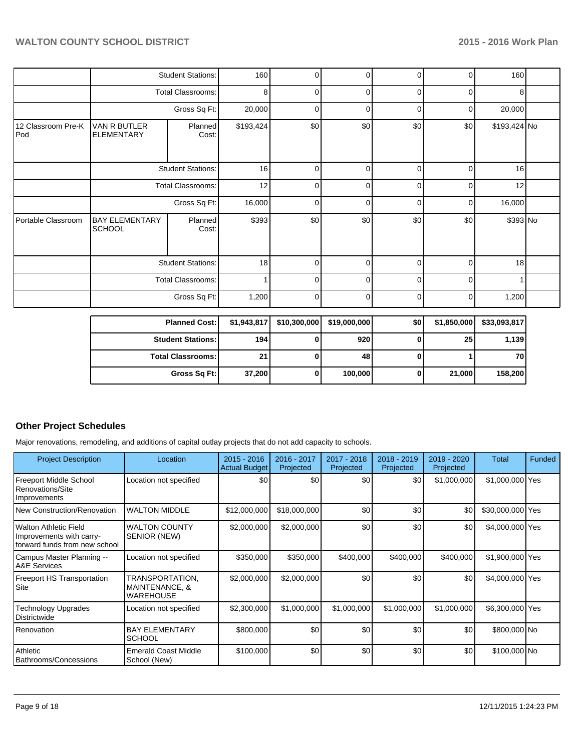| | | | | | | | | | |
|---|---|---|---|---|---|---|---|---|---|
| | Student Stations: | | 160 | 0 | 0 | 0 | 0 | 160 | |
| | Total Classrooms: | | 8 | 0 | 0 | 0 | 0 | 8 | |
| | Gross Sq Ft: | | 20,000 | 0 | 0 | 0 | 0 | 20,000 | |
| 12 Classroom Pre-K Pod | VAN R BUTLER ELEMENTARY | Planned Cost: | $193,424 | $0 | $0 | $0 | $0 | $193,424 | No |
| | Student Stations: | | 16 | 0 | 0 | 0 | 0 | 16 | |
| | Total Classrooms: | | 12 | 0 | 0 | 0 | 0 | 12 | |
| | Gross Sq Ft: | | 16,000 | 0 | 0 | 0 | 0 | 16,000 | |
| Portable Classroom | BAY ELEMENTARY SCHOOL | Planned Cost: | $393 | $0 | $0 | $0 | $0 | $393 | No |
| | Student Stations: | | 18 | 0 | 0 | 0 | 0 | 18 | |
| | Total Classrooms: | | 1 | 0 | 0 | 0 | 0 | 1 | |
| | Gross Sq Ft: | | 1,200 | 0 | 0 | 0 | 0 | 1,200 | |

| | | | | | | |
|---|---|---|---|---|---|---|
| **Planned Cost:** | **$1,943,817** | **$10,300,000** | **$19,000,000** | **$0** | **$1,850,000** | **$33,093,817** |
| **Student Stations:** | **194** | **0** | **920** | **0** | **25** | **1,139** |
| **Total Classrooms:** | **21** | **0** | **48** | **0** | **1** | **70** |
| **Gross Sq Ft:** | **37,200** | **0** | **100,000** | **0** | **21,000** | **158,200** |

## Other Project Schedules

Major renovations, remodeling, and additions of capital outlay projects that do not add capacity to schools.

| Project Description | Location | 2015 - 2016 Actual Budget | 2016 - 2017 Projected | 2017 - 2018 Projected | 2018 - 2019 Projected | 2019 - 2020 Projected | Total | Funded |
|---|---|---|---|---|---|---|---|---|
| Freeport Middle School Renovations/Site Improvements | Location not specified | $0 | $0 | $0 | $0 | $1,000,000 | $1,000,000 | Yes |
| New Construction/Renovation | WALTON MIDDLE | $12,000,000 | $18,000,000 | $0 | $0 | $0 | $30,000,000 | Yes |
| Walton Athletic Field Improvements with carry-forward funds from new school | WALTON COUNTY SENIOR (NEW) | $2,000,000 | $2,000,000 | $0 | $0 | $0 | $4,000,000 | Yes |
| Campus Master Planning -- A&E Services | Location not specified | $350,000 | $350,000 | $400,000 | $400,000 | $400,000 | $1,900,000 | Yes |
| Freeport HS Transportation Site | TRANSPORTATION, MAINTENANCE, & WAREHOUSE | $2,000,000 | $2,000,000 | $0 | $0 | $0 | $4,000,000 | Yes |
| Technology Upgrades Districtwide | Location not specified | $2,300,000 | $1,000,000 | $1,000,000 | $1,000,000 | $1,000,000 | $6,300,000 | Yes |
| Renovation | BAY ELEMENTARY SCHOOL | $800,000 | $0 | $0 | $0 | $0 | $800,000 | No |
| Athletic Bathrooms/Concessions | Emerald Coast Middle School (New) | $100,000 | $0 | $0 | $0 | $0 | $100,000 | No |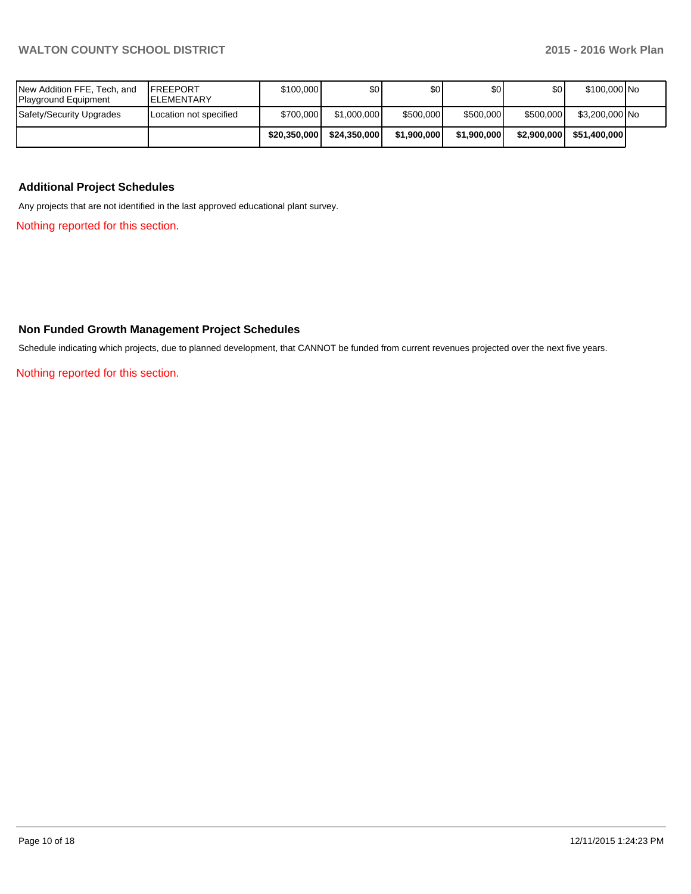| | | | | | | | | |
|---|---|---|---|---|---|---|---|---|
| New Addition FFE, Tech, and Playground Equipment | FREEPORT ELEMENTARY | $100,000 | $0 | $0 | $0 | $0 | $100,000 | No |
| Safety/Security Upgrades | Location not specified | $700,000 | $1,000,000 | $500,000 | $500,000 | $500,000 | $3,200,000 | No |
| | | **$20,350,000** | **$24,350,000** | **$1,900,000** | **$1,900,000** | **$2,900,000** | **$51,400,000** | |

### Additional Project Schedules

Any projects that are not identified in the last approved educational plant survey.

Nothing reported for this section.

### Non Funded Growth Management Project Schedules

Schedule indicating which projects, due to planned development, that CANNOT be funded from current revenues projected over the next five years.

Nothing reported for this section.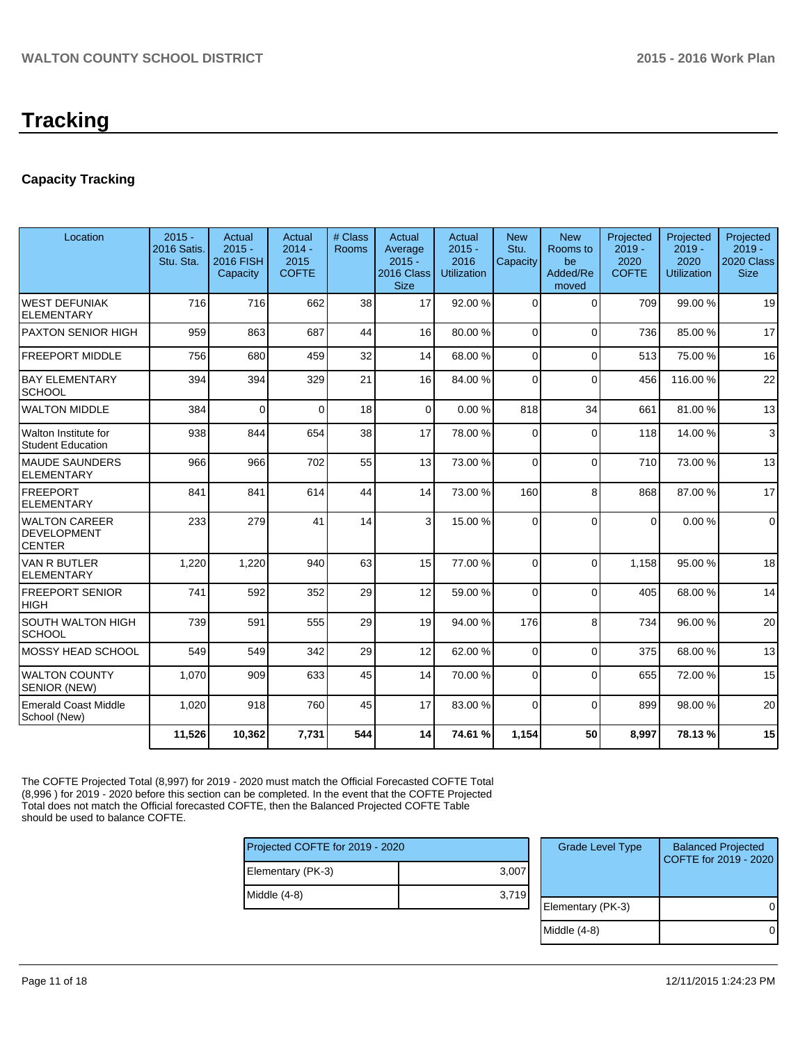# Tracking

## Capacity Tracking

| Location | 2015 - 2016 Satis. Stu. Sta. | Actual 2015 - 2016 FISH Capacity | Actual 2014 - 2015 COFTE | # Class Rooms | Actual Average 2015 - 2016 Class Size | Actual 2015 - 2016 Utilization | New Stu. Capacity | New Rooms to be Added/Removed | Projected 2019 - 2020 COFTE | Projected 2019 - 2020 Utilization | Projected 2019 - 2020 Class Size |
|---|---|---|---|---|---|---|---|---|---|---|---|
| WEST DEFUNIAK ELEMENTARY | 716 | 716 | 662 | 38 | 17 | 92.00 % | 0 | 0 | 709 | 99.00 % | 19 |
| PAXTON SENIOR HIGH | 959 | 863 | 687 | 44 | 16 | 80.00 % | 0 | 0 | 736 | 85.00 % | 17 |
| FREEPORT MIDDLE | 756 | 680 | 459 | 32 | 14 | 68.00 % | 0 | 0 | 513 | 75.00 % | 16 |
| BAY ELEMENTARY SCHOOL | 394 | 394 | 329 | 21 | 16 | 84.00 % | 0 | 0 | 456 | 116.00 % | 22 |
| WALTON MIDDLE | 384 | 0 | 0 | 18 | 0 | 0.00 % | 818 | 34 | 661 | 81.00 % | 13 |
| Walton Institute for Student Education | 938 | 844 | 654 | 38 | 17 | 78.00 % | 0 | 0 | 118 | 14.00 % | 3 |
| MAUDE SAUNDERS ELEMENTARY | 966 | 966 | 702 | 55 | 13 | 73.00 % | 0 | 0 | 710 | 73.00 % | 13 |
| FREEPORT ELEMENTARY | 841 | 841 | 614 | 44 | 14 | 73.00 % | 160 | 8 | 868 | 87.00 % | 17 |
| WALTON CAREER DEVELOPMENT CENTER | 233 | 279 | 41 | 14 | 3 | 15.00 % | 0 | 0 | 0 | 0.00 % | 0 |
| VAN R BUTLER ELEMENTARY | 1,220 | 1,220 | 940 | 63 | 15 | 77.00 % | 0 | 0 | 1,158 | 95.00 % | 18 |
| FREEPORT SENIOR HIGH | 741 | 592 | 352 | 29 | 12 | 59.00 % | 0 | 0 | 405 | 68.00 % | 14 |
| SOUTH WALTON HIGH SCHOOL | 739 | 591 | 555 | 29 | 19 | 94.00 % | 176 | 8 | 734 | 96.00 % | 20 |
| MOSSY HEAD SCHOOL | 549 | 549 | 342 | 29 | 12 | 62.00 % | 0 | 0 | 375 | 68.00 % | 13 |
| WALTON COUNTY SENIOR (NEW) | 1,070 | 909 | 633 | 45 | 14 | 70.00 % | 0 | 0 | 655 | 72.00 % | 15 |
| Emerald Coast Middle School (New) | 1,020 | 918 | 760 | 45 | 17 | 83.00 % | 0 | 0 | 899 | 98.00 % | 20 |
| | **11,526** | **10,362** | **7,731** | **544** | **14** | **74.61 %** | **1,154** | **50** | **8,997** | **78.13 %** | **15** |

The COFTE Projected Total (8,997) for 2019 - 2020 must match the Official Forecasted COFTE Total (8,996 ) for 2019 - 2020 before this section can be completed. In the event that the COFTE Projected Total does not match the Official forecasted COFTE, then the Balanced Projected COFTE Table should be used to balance COFTE.

| Projected COFTE for 2019 - 2020 | |
|---|---|
| Elementary (PK-3) | 3,007 |
| Middle (4-8) | 3,719 |

| Grade Level Type | Balanced Projected COFTE for 2019 - 2020 |
|---|---|
| Elementary (PK-3) | 0 |
| Middle (4-8) | 0 |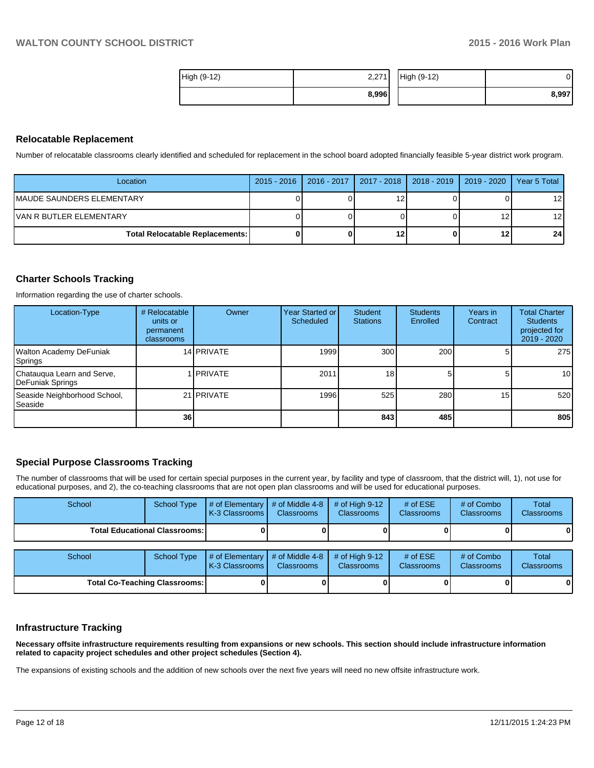| High (9-12) | 2,271 | High (9-12) | 0 |
|---|---|---|---|
| | **8,996** | | **8,997** |

## Relocatable Replacement

Number of relocatable classrooms clearly identified and scheduled for replacement in the school board adopted financially feasible 5-year district work program.

| Location | 2015 - 2016 | 2016 - 2017 | 2017 - 2018 | 2018 - 2019 | 2019 - 2020 | Year 5 Total |
|---|---|---|---|---|---|---|
| MAUDE SAUNDERS ELEMENTARY | 0 | 0 | 12 | 0 | 0 | 12 |
| VAN R BUTLER ELEMENTARY | 0 | 0 | 0 | 0 | 12 | 12 |
| **Total Relocatable Replacements:** | **0** | **0** | **12** | **0** | **12** | **24** |

## Charter Schools Tracking

Information regarding the use of charter schools.

| Location-Type | # Relocatable units or permanent classrooms | Owner | Year Started or Scheduled | Student Stations | Students Enrolled | Years in Contract | Total Charter Students projected for 2019 - 2020 |
|---|---|---|---|---|---|---|---|
| Walton Academy DeFuniak Springs | 14 | PRIVATE | 1999 | 300 | 200 | 5 | 275 |
| Chatauqua Learn and Serve, DeFuniak Springs | 1 | PRIVATE | 2011 | 18 | 5 | 5 | 10 |
| Seaside Neighborhood School, Seaside | 21 | PRIVATE | 1996 | 525 | 280 | 15 | 520 |
| | **36** | | | **843** | **485** | | **805** |

## Special Purpose Classrooms Tracking

The number of classrooms that will be used for certain special purposes in the current year, by facility and type of classroom, that the district will, 1), not use for educational purposes, and 2), the co-teaching classrooms that are not open plan classrooms and will be used for educational purposes.

| School | School Type | # of Elementary K-3 Classrooms | # of Middle 4-8 Classrooms | # of High 9-12 Classrooms | # of ESE Classrooms | # of Combo Classrooms | Total Classrooms |
|---|---|---|---|---|---|---|---|
| **Total Educational Classrooms:** | | **0** | **0** | **0** | **0** | **0** | **0** |

| School | School Type | # of Elementary K-3 Classrooms | # of Middle 4-8 Classrooms | # of High 9-12 Classrooms | # of ESE Classrooms | # of Combo Classrooms | Total Classrooms |
|---|---|---|---|---|---|---|---|
| **Total Co-Teaching Classrooms:** | | **0** | **0** | **0** | **0** | **0** | **0** |

## Infrastructure Tracking

**Necessary offsite infrastructure requirements resulting from expansions or new schools. This section should include infrastructure information related to capacity project schedules and other project schedules (Section 4).**

The expansions of existing schools and the addition of new schools over the next five years will need no new offsite infrastructure work.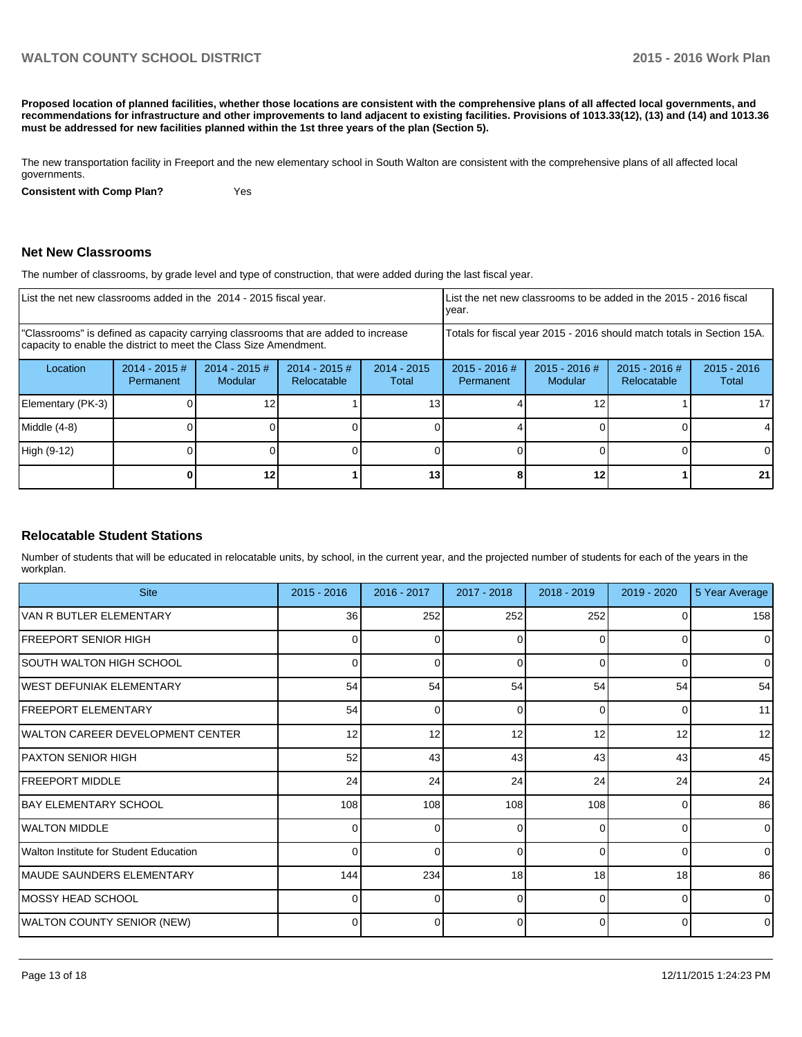**Proposed location of planned facilities, whether those locations are consistent with the comprehensive plans of all affected local governments, and recommendations for infrastructure and other improvements to land adjacent to existing facilities. Provisions of 1013.33(12), (13) and (14) and 1013.36 must be addressed for new facilities planned within the 1st three years of the plan (Section 5).**

The new transportation facility in Freeport and the new elementary school in South Walton are consistent with the comprehensive plans of all affected local governments.

**Consistent with Comp Plan?** Yes

## Net New Classrooms

The number of classrooms, by grade level and type of construction, that were added during the last fiscal year.

| List the net new classrooms added in the 2014 - 2015 fiscal year. | | | | | List the net new classrooms to be added in the 2015 - 2016 fiscal year. | | | |
|---|---|---|---|---|---|---|---|---|
| "Classrooms" is defined as capacity carrying classrooms that are added to increase capacity to enable the district to meet the Class Size Amendment. | | | | | Totals for fiscal year 2015 - 2016 should match totals in Section 15A. | | | |
| Location | 2014 - 2015 # Permanent | 2014 - 2015 # Modular | 2014 - 2015 # Relocatable | 2014 - 2015 Total | 2015 - 2016 # Permanent | 2015 - 2016 # Modular | 2015 - 2016 # Relocatable | 2015 - 2016 Total |
| Elementary (PK-3) | 0 | 12 | 1 | 13 | 4 | 12 | 1 | 17 |
| Middle (4-8) | 0 | 0 | 0 | 0 | 4 | 0 | 0 | 4 |
| High (9-12) | 0 | 0 | 0 | 0 | 0 | 0 | 0 | 0 |
| | **0** | **12** | **1** | **13** | **8** | **12** | **1** | **21** |

## Relocatable Student Stations

Number of students that will be educated in relocatable units, by school, in the current year, and the projected number of students for each of the years in the workplan.

| Site | 2015 - 2016 | 2016 - 2017 | 2017 - 2018 | 2018 - 2019 | 2019 - 2020 | 5 Year Average |
|---|---|---|---|---|---|---|
| VAN R BUTLER ELEMENTARY | 36 | 252 | 252 | 252 | 0 | 158 |
| FREEPORT SENIOR HIGH | 0 | 0 | 0 | 0 | 0 | 0 |
| SOUTH WALTON HIGH SCHOOL | 0 | 0 | 0 | 0 | 0 | 0 |
| WEST DEFUNIAK ELEMENTARY | 54 | 54 | 54 | 54 | 54 | 54 |
| FREEPORT ELEMENTARY | 54 | 0 | 0 | 0 | 0 | 11 |
| WALTON CAREER DEVELOPMENT CENTER | 12 | 12 | 12 | 12 | 12 | 12 |
| PAXTON SENIOR HIGH | 52 | 43 | 43 | 43 | 43 | 45 |
| FREEPORT MIDDLE | 24 | 24 | 24 | 24 | 24 | 24 |
| BAY ELEMENTARY SCHOOL | 108 | 108 | 108 | 108 | 0 | 86 |
| WALTON MIDDLE | 0 | 0 | 0 | 0 | 0 | 0 |
| Walton Institute for Student Education | 0 | 0 | 0 | 0 | 0 | 0 |
| MAUDE SAUNDERS ELEMENTARY | 144 | 234 | 18 | 18 | 18 | 86 |
| MOSSY HEAD SCHOOL | 0 | 0 | 0 | 0 | 0 | 0 |
| WALTON COUNTY SENIOR (NEW) | 0 | 0 | 0 | 0 | 0 | 0 |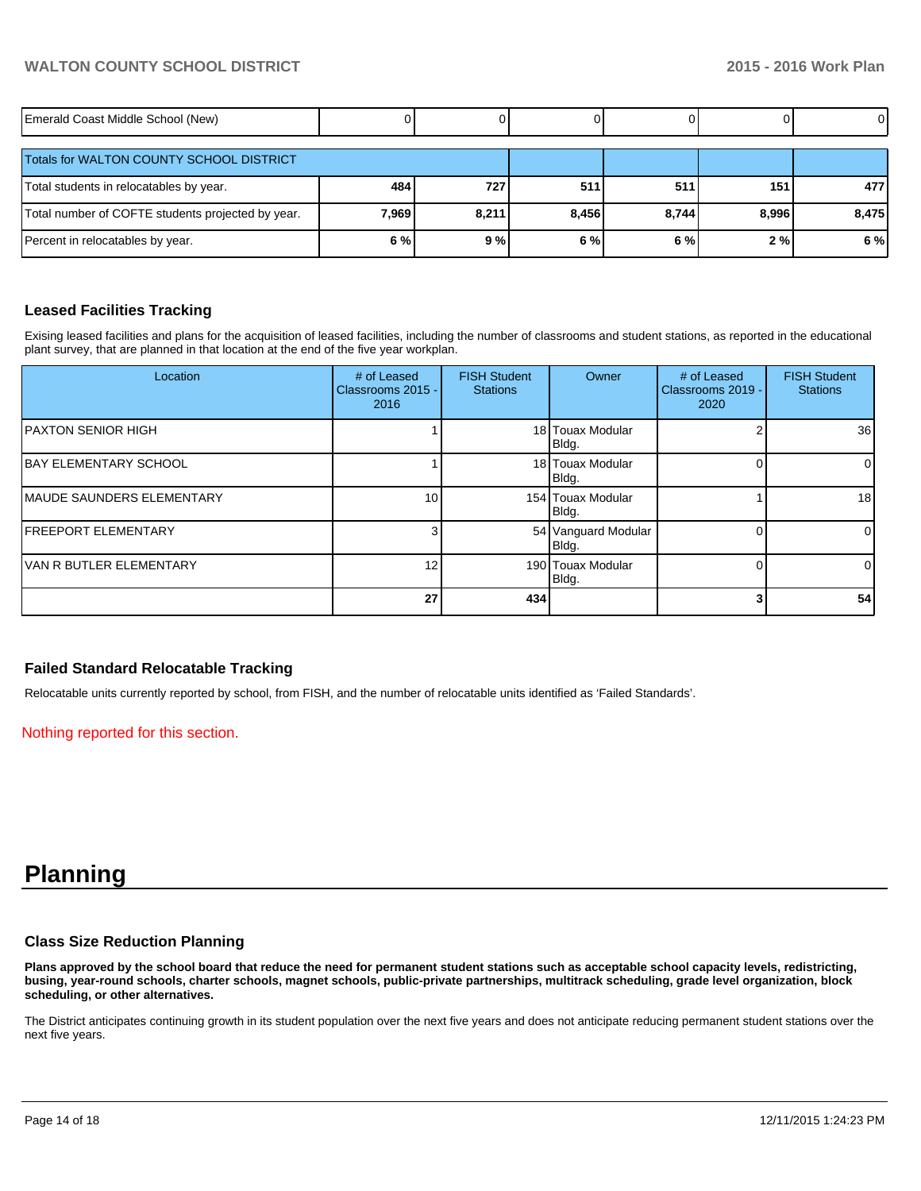| Emerald Coast Middle School (New) | 0 | 0 | 0 | 0 | 0 | 0 |
|---|---|---|---|---|---|---|
| Totals for WALTON COUNTY SCHOOL DISTRICT | | | | | | |
| Total students in relocatables by year. | **484** | **727** | **511** | **511** | **151** | **477** |
| Total number of COFTE students projected by year. | **7,969** | **8,211** | **8,456** | **8,744** | **8,996** | **8,475** |
| Percent in relocatables by year. | **6 %** | **9 %** | **6 %** | **6 %** | **2 %** | **6 %** |

### Leased Facilities Tracking

Exising leased facilities and plans for the acquisition of leased facilities, including the number of classrooms and student stations, as reported in the educational plant survey, that are planned in that location at the end of the five year workplan.

| Location | # of Leased Classrooms 2015 - 2016 | FISH Student Stations | Owner | # of Leased Classrooms 2019 - 2020 | FISH Student Stations |
|---|---|---|---|---|---|
| PAXTON SENIOR HIGH | 1 | 18 | Touax Modular Bldg. | 2 | 36 |
| BAY ELEMENTARY SCHOOL | 1 | 18 | Touax Modular Bldg. | 0 | 0 |
| MAUDE SAUNDERS ELEMENTARY | 10 | 154 | Touax Modular Bldg. | 1 | 18 |
| FREEPORT ELEMENTARY | 3 | 54 | Vanguard Modular Bldg. | 0 | 0 |
| VAN R BUTLER ELEMENTARY | 12 | 190 | Touax Modular Bldg. | 0 | 0 |
| | **27** | **434** | | **3** | **54** |

### Failed Standard Relocatable Tracking

Relocatable units currently reported by school, from FISH, and the number of relocatable units identified as 'Failed Standards'.

Nothing reported for this section.

# Planning

### Class Size Reduction Planning

**Plans approved by the school board that reduce the need for permanent student stations such as acceptable school capacity levels, redistricting, busing, year-round schools, charter schools, magnet schools, public-private partnerships, multitrack scheduling, grade level organization, block scheduling, or other alternatives.**

The District anticipates continuing growth in its student population over the next five years and does not anticipate reducing permanent student stations over the next five years.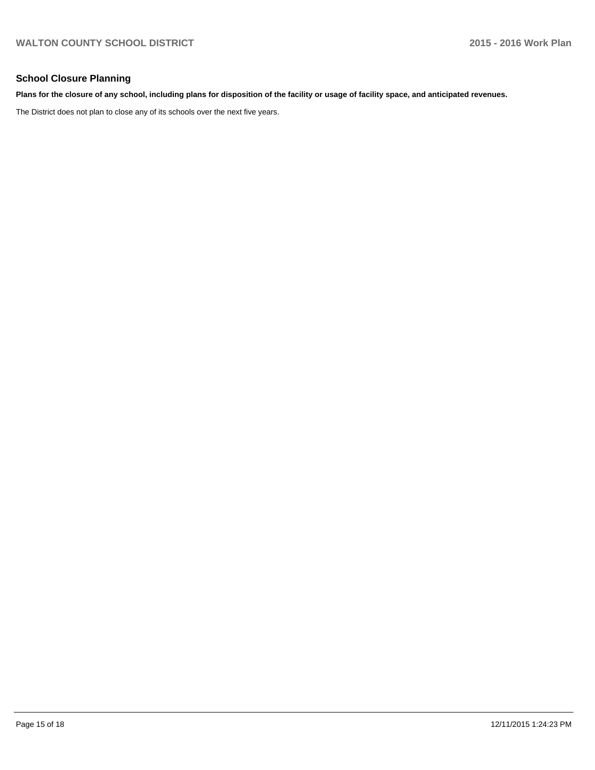## School Closure Planning

**Plans for the closure of any school, including plans for disposition of the facility or usage of facility space, and anticipated revenues.**

The District does not plan to close any of its schools over the next five years.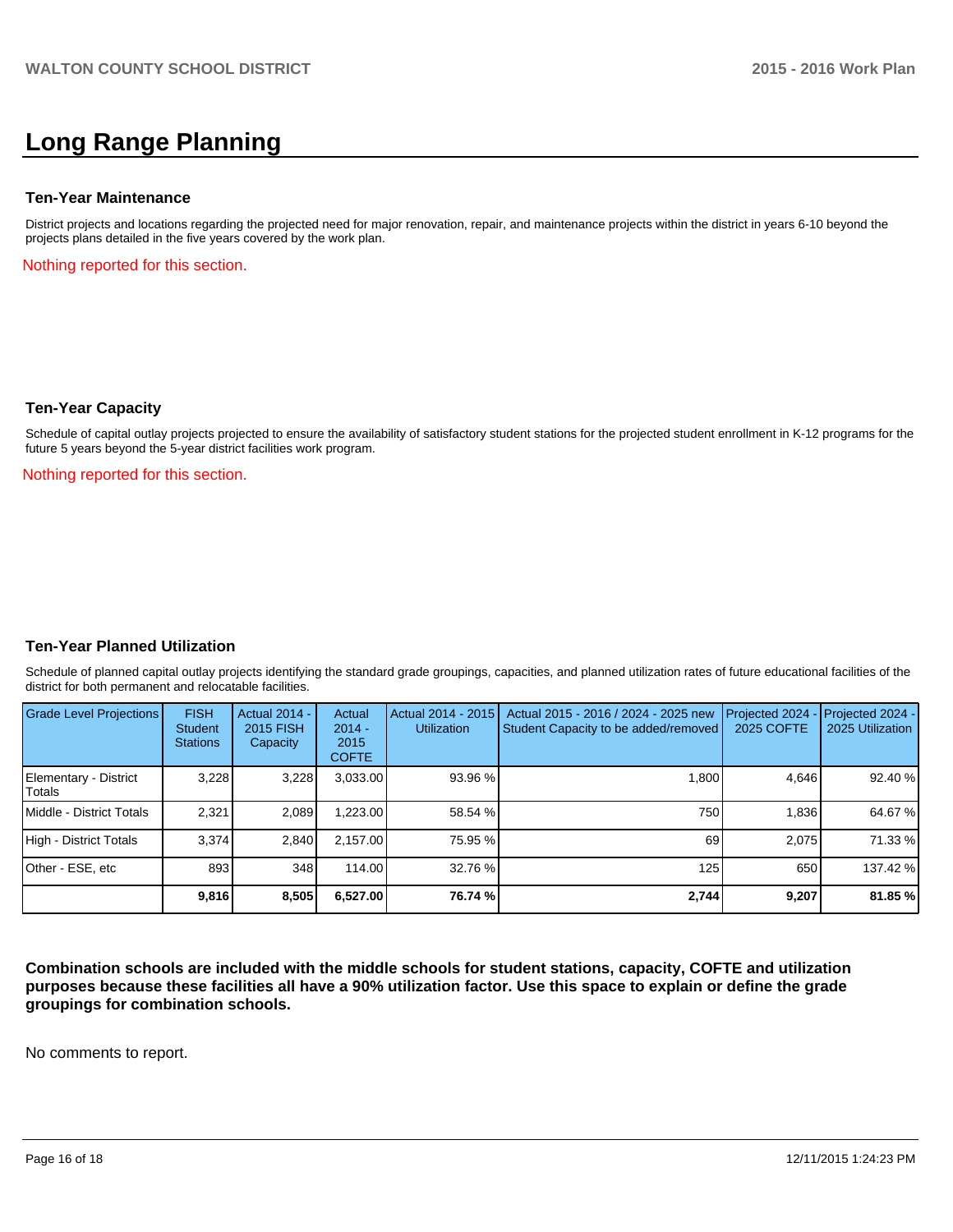# Long Range Planning

### Ten-Year Maintenance

District projects and locations regarding the projected need for major renovation, repair, and maintenance projects within the district in years 6-10 beyond the projects plans detailed in the five years covered by the work plan.

Nothing reported for this section.

### Ten-Year Capacity

Schedule of capital outlay projects projected to ensure the availability of satisfactory student stations for the projected student enrollment in K-12 programs for the future 5 years beyond the 5-year district facilities work program.

Nothing reported for this section.

### Ten-Year Planned Utilization

Schedule of planned capital outlay projects identifying the standard grade groupings, capacities, and planned utilization rates of future educational facilities of the district for both permanent and relocatable facilities.

| Grade Level Projections | FISH Student Stations | Actual 2014 - 2015 FISH Capacity | Actual 2014 - 2015 COFTE | Actual 2014 - 2015 Utilization | Actual 2015 - 2016 / 2024 - 2025 new Student Capacity to be added/removed | Projected 2024 - 2025 COFTE | Projected 2024 - 2025 Utilization |
|---|---|---|---|---|---|---|---|
| Elementary - District Totals | 3,228 | 3,228 | 3,033.00 | 93.96 % | 1,800 | 4,646 | 92.40 % |
| Middle - District Totals | 2,321 | 2,089 | 1,223.00 | 58.54 % | 750 | 1,836 | 64.67 % |
| High - District Totals | 3,374 | 2,840 | 2,157.00 | 75.95 % | 69 | 2,075 | 71.33 % |
| Other - ESE, etc | 893 | 348 | 114.00 | 32.76 % | 125 | 650 | 137.42 % |
| | **9,816** | **8,505** | **6,527.00** | **76.74 %** | **2,744** | **9,207** | **81.85 %** |

**Combination schools are included with the middle schools for student stations, capacity, COFTE and utilization purposes because these facilities all have a 90% utilization factor. Use this space to explain or define the grade groupings for combination schools.**

No comments to report.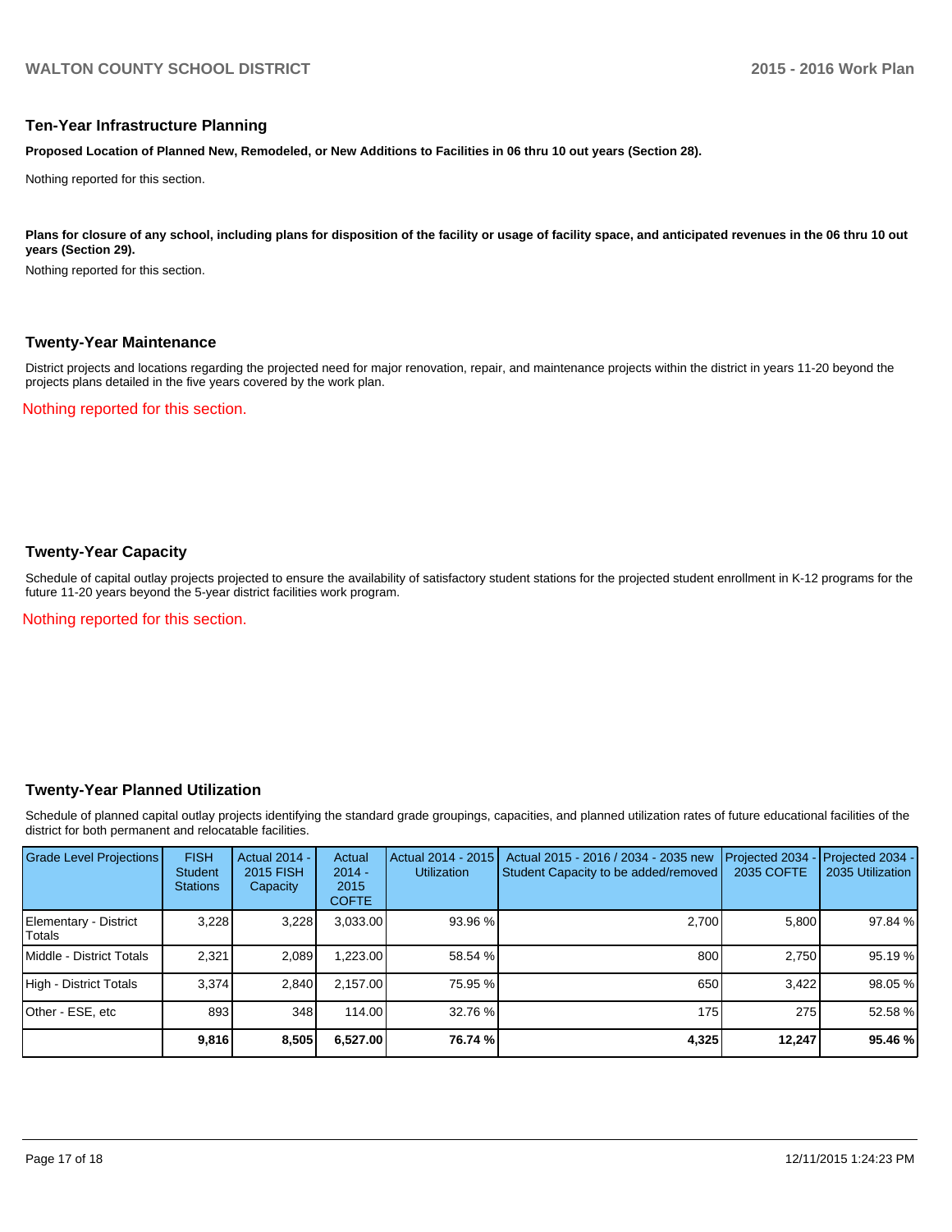## Ten-Year Infrastructure Planning

**Proposed Location of Planned New, Remodeled, or New Additions to Facilities in 06 thru 10 out years (Section 28).**

Nothing reported for this section.

**Plans for closure of any school, including plans for disposition of the facility or usage of facility space, and anticipated revenues in the 06 thru 10 out years (Section 29).**

Nothing reported for this section.

## Twenty-Year Maintenance

District projects and locations regarding the projected need for major renovation, repair, and maintenance projects within the district in years 11-20 beyond the projects plans detailed in the five years covered by the work plan.

Nothing reported for this section.

## Twenty-Year Capacity

Schedule of capital outlay projects projected to ensure the availability of satisfactory student stations for the projected student enrollment in K-12 programs for the future 11-20 years beyond the 5-year district facilities work program.

Nothing reported for this section.

## Twenty-Year Planned Utilization

Schedule of planned capital outlay projects identifying the standard grade groupings, capacities, and planned utilization rates of future educational facilities of the district for both permanent and relocatable facilities.

| Grade Level Projections | FISH Student Stations | Actual 2014 - 2015 FISH Capacity | Actual 2014 - 2015 COFTE | Actual 2014 - 2015 Utilization | Actual 2015 - 2016 / 2034 - 2035 new Student Capacity to be added/removed | Projected 2034 - 2035 COFTE | Projected 2034 - 2035 Utilization |
|---|---|---|---|---|---|---|---|
| Elementary - District Totals | 3,228 | 3,228 | 3,033.00 | 93.96 % | 2,700 | 5,800 | 97.84 % |
| Middle - District Totals | 2,321 | 2,089 | 1,223.00 | 58.54 % | 800 | 2,750 | 95.19 % |
| High - District Totals | 3,374 | 2,840 | 2,157.00 | 75.95 % | 650 | 3,422 | 98.05 % |
| Other - ESE, etc | 893 | 348 | 114.00 | 32.76 % | 175 | 275 | 52.58 % |
| | **9,816** | **8,505** | **6,527.00** | **76.74 %** | **4,325** | **12,247** | **95.46 %** |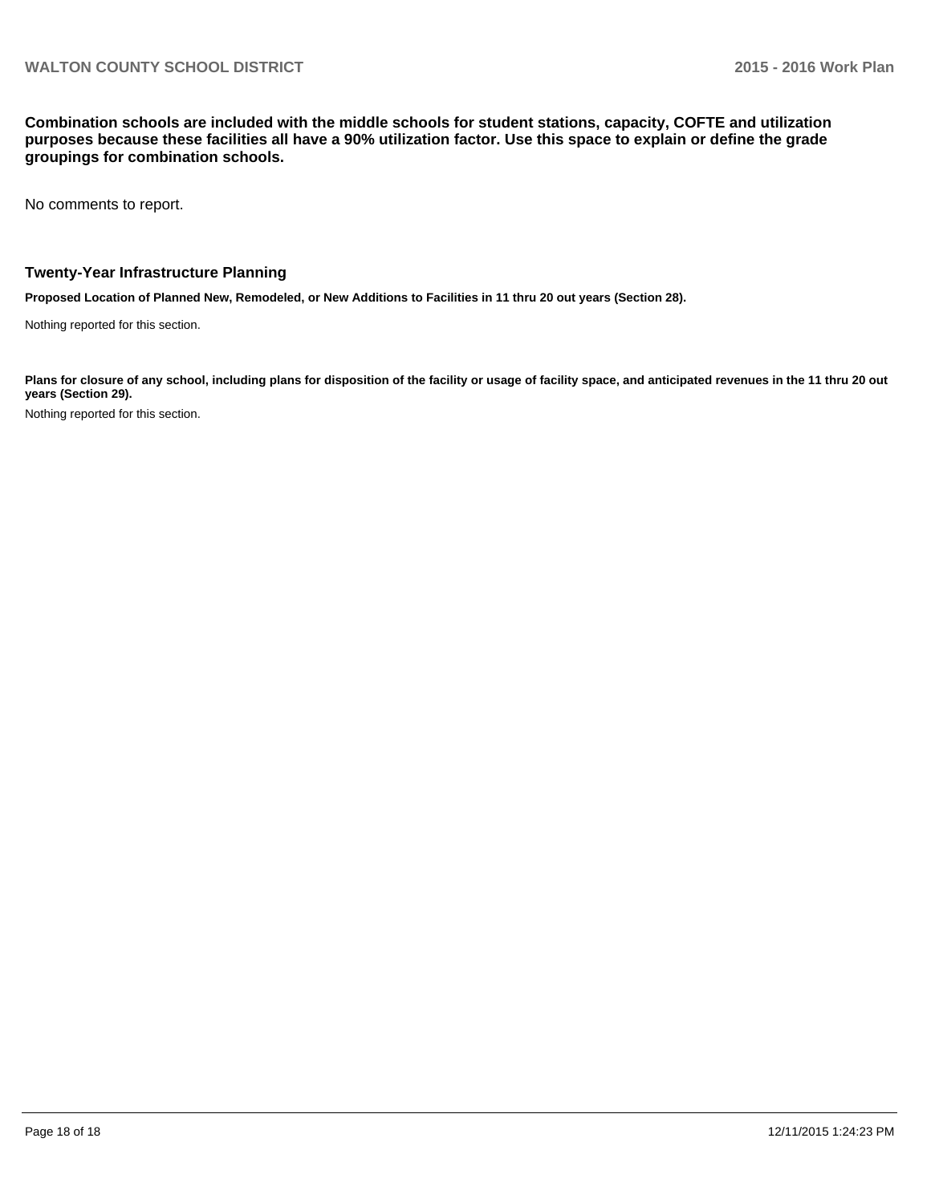**Combination schools are included with the middle schools for student stations, capacity, COFTE and utilization purposes because these facilities all have a 90% utilization factor. Use this space to explain or define the grade groupings for combination schools.**

No comments to report.

## Twenty-Year Infrastructure Planning

**Proposed Location of Planned New, Remodeled, or New Additions to Facilities in 11 thru 20 out years (Section 28).**

Nothing reported for this section.

**Plans for closure of any school, including plans for disposition of the facility or usage of facility space, and anticipated revenues in the 11 thru 20 out years (Section 29).**

Nothing reported for this section.